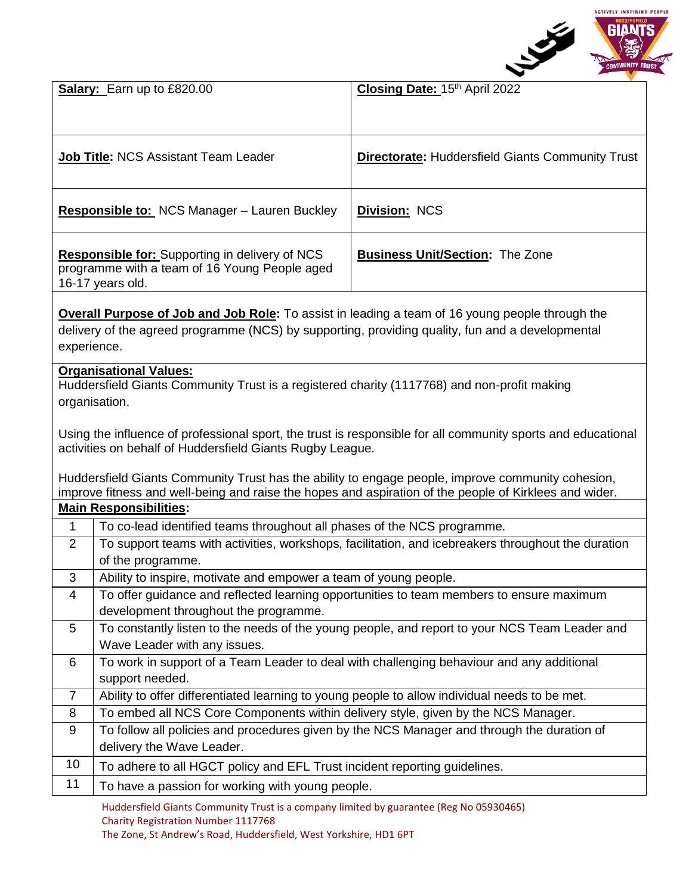| **Salary:** Earn up to £820.00 | **Closing Date:** 15th April 2022 |
|---|---|
| **Job Title:** NCS Assistant Team Leader | **Directorate:** Huddersfield Giants Community Trust |
| **Responsible to:** NCS Manager – Lauren Buckley | **Division:** NCS |
| **Responsible for:** Supporting in delivery of NCS programme with a team of 16 Young People aged 16-17 years old. | **Business Unit/Section:** The Zone |

**Overall Purpose of Job and Job Role:** To assist in leading a team of 16 young people through the delivery of the agreed programme (NCS) by supporting, providing quality, fun and a developmental experience.

**Organisational Values:**

Huddersfield Giants Community Trust is a registered charity (1117768) and non-profit making organisation.

Using the influence of professional sport, the trust is responsible for all community sports and educational activities on behalf of Huddersfield Giants Rugby League.

Huddersfield Giants Community Trust has the ability to engage people, improve community cohesion, improve fitness and well-being and raise the hopes and aspiration of the people of Kirklees and wider.

**Main Responsibilities:**

| | |
|---|---|
| 1 | To co-lead identified teams throughout all phases of the NCS programme. |
| 2 | To support teams with activities, workshops, facilitation, and icebreakers throughout the duration of the programme. |
| 3 | Ability to inspire, motivate and empower a team of young people. |
| 4 | To offer guidance and reflected learning opportunities to team members to ensure maximum development throughout the programme. |
| 5 | To constantly listen to the needs of the young people, and report to your NCS Team Leader and Wave Leader with any issues. |
| 6 | To work in support of a Team Leader to deal with challenging behaviour and any additional support needed. |
| 7 | Ability to offer differentiated learning to young people to allow individual needs to be met. |
| 8 | To embed all NCS Core Components within delivery style, given by the NCS Manager. |
| 9 | To follow all policies and procedures given by the NCS Manager and through the duration of delivery the Wave Leader. |
| 10 | To adhere to all HGCT policy and EFL Trust incident reporting guidelines. |
| 11 | To have a passion for working with young people. |

Huddersfield Giants Community Trust is a company limited by guarantee (Reg No 05930465)
Charity Registration Number 1117768
The Zone, St Andrew's Road, Huddersfield, West Yorkshire, HD1 6PT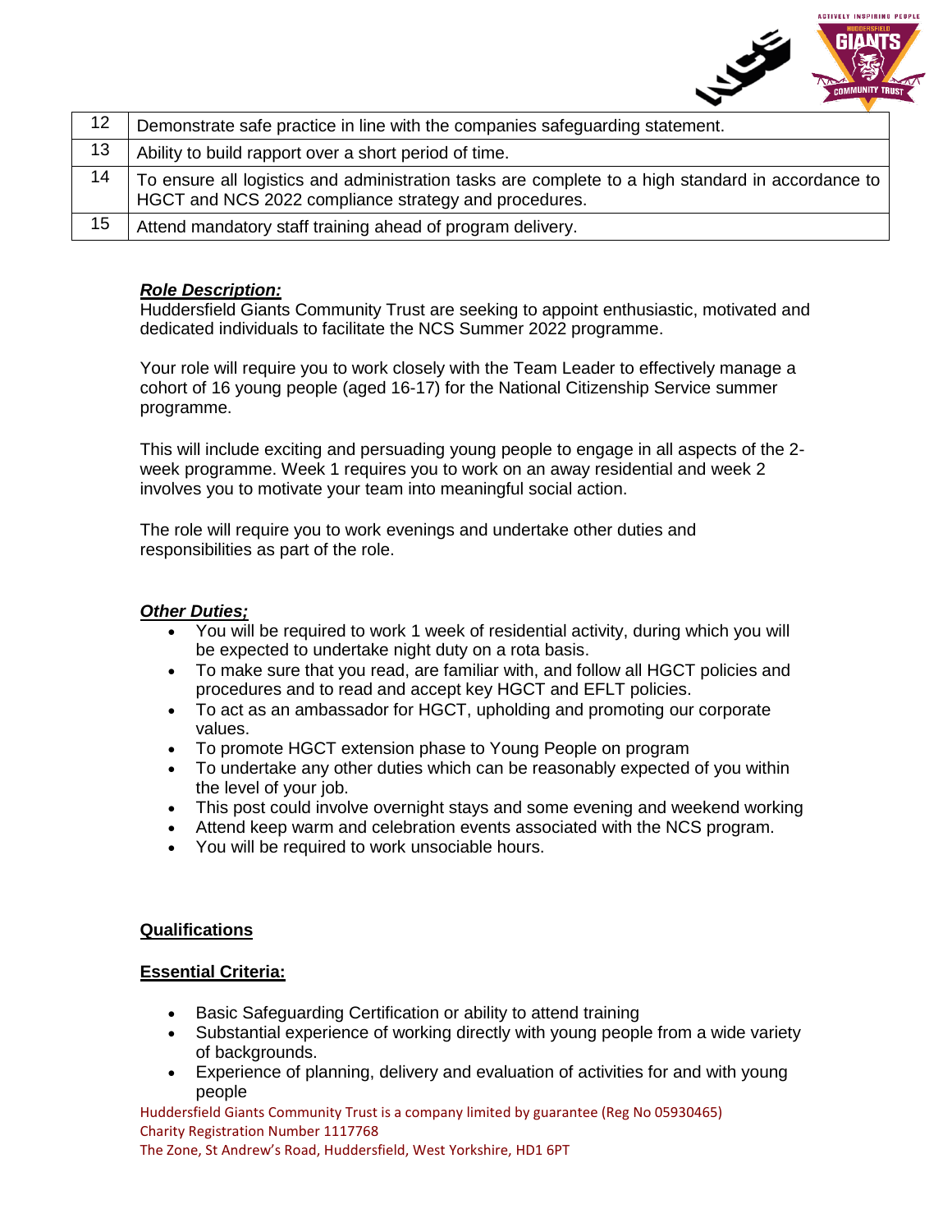| | |
|---|---|
| 12 | Demonstrate safe practice in line with the companies safeguarding statement. |
| 13 | Ability to build rapport over a short period of time. |
| 14 | To ensure all logistics and administration tasks are complete to a high standard in accordance to HGCT and NCS 2022 compliance strategy and procedures. |
| 15 | Attend mandatory staff training ahead of program delivery. |

***Role Description:***

Huddersfield Giants Community Trust are seeking to appoint enthusiastic, motivated and dedicated individuals to facilitate the NCS Summer 2022 programme.

Your role will require you to work closely with the Team Leader to effectively manage a cohort of 16 young people (aged 16-17) for the National Citizenship Service summer programme.

This will include exciting and persuading young people to engage in all aspects of the 2-week programme. Week 1 requires you to work on an away residential and week 2 involves you to motivate your team into meaningful social action.

The role will require you to work evenings and undertake other duties and responsibilities as part of the role.

***Other Duties;***

- You will be required to work 1 week of residential activity, during which you will be expected to undertake night duty on a rota basis.
- To make sure that you read, are familiar with, and follow all HGCT policies and procedures and to read and accept key HGCT and EFLT policies.
- To act as an ambassador for HGCT, upholding and promoting our corporate values.
- To promote HGCT extension phase to Young People on program
- To undertake any other duties which can be reasonably expected of you within the level of your job.
- This post could involve overnight stays and some evening and weekend working
- Attend keep warm and celebration events associated with the NCS program.
- You will be required to work unsociable hours.

**Qualifications**

**Essential Criteria:**

- Basic Safeguarding Certification or ability to attend training
- Substantial experience of working directly with young people from a wide variety of backgrounds.
- Experience of planning, delivery and evaluation of activities for and with young people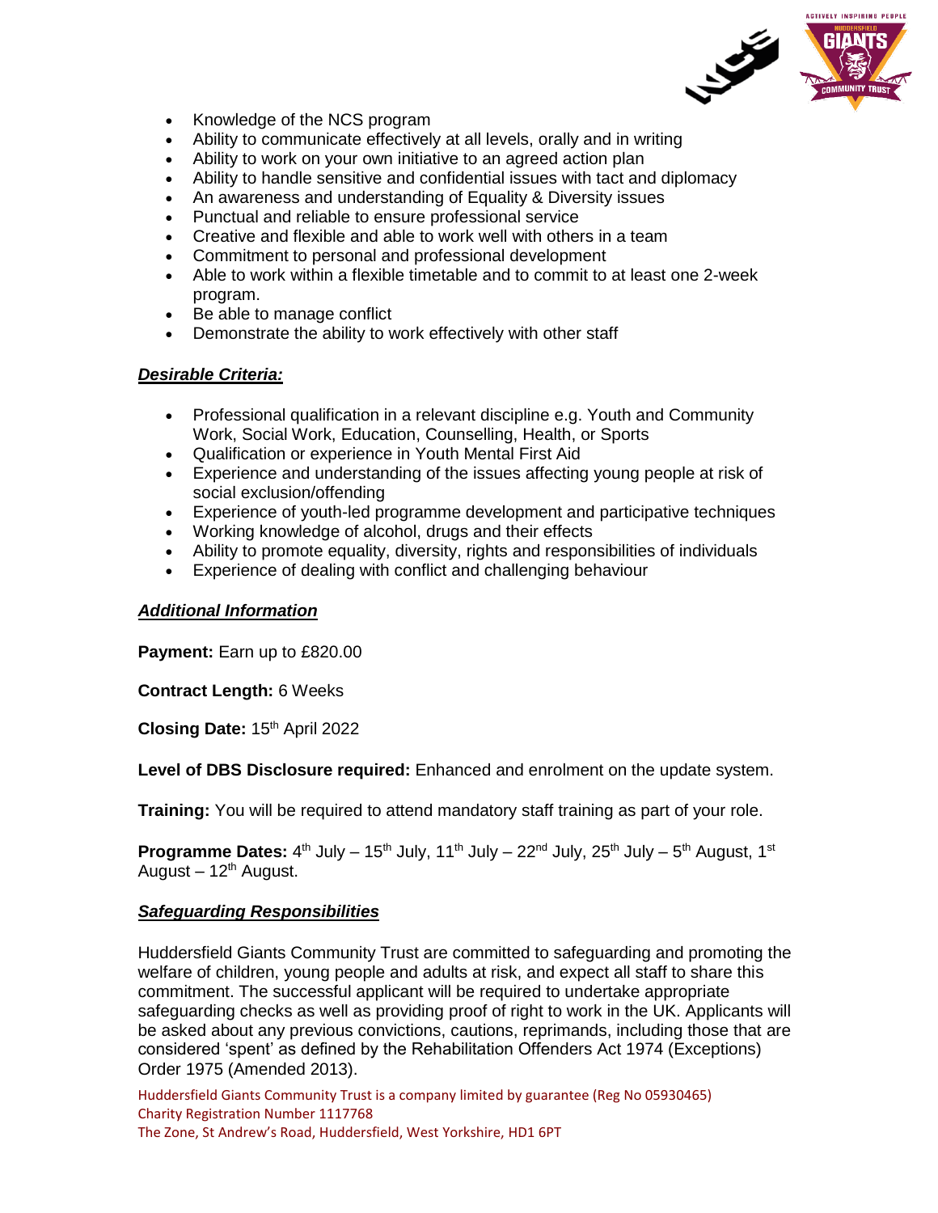- Knowledge of the NCS program
- Ability to communicate effectively at all levels, orally and in writing
- Ability to work on your own initiative to an agreed action plan
- Ability to handle sensitive and confidential issues with tact and diplomacy
- An awareness and understanding of Equality & Diversity issues
- Punctual and reliable to ensure professional service
- Creative and flexible and able to work well with others in a team
- Commitment to personal and professional development
- Able to work within a flexible timetable and to commit to at least one 2-week program.
- Be able to manage conflict
- Demonstrate the ability to work effectively with other staff

***Desirable Criteria:***

- Professional qualification in a relevant discipline e.g. Youth and Community Work, Social Work, Education, Counselling, Health, or Sports
- Qualification or experience in Youth Mental First Aid
- Experience and understanding of the issues affecting young people at risk of social exclusion/offending
- Experience of youth-led programme development and participative techniques
- Working knowledge of alcohol, drugs and their effects
- Ability to promote equality, diversity, rights and responsibilities of individuals
- Experience of dealing with conflict and challenging behaviour

***Additional Information***

**Payment:** Earn up to £820.00

**Contract Length:** 6 Weeks

**Closing Date:** 15th April 2022

**Level of DBS Disclosure required:** Enhanced and enrolment on the update system.

**Training:** You will be required to attend mandatory staff training as part of your role.

**Programme Dates:** 4th July – 15th July, 11th July – 22nd July, 25th July – 5th August, 1st August – 12th August.

***Safeguarding Responsibilities***

Huddersfield Giants Community Trust are committed to safeguarding and promoting the welfare of children, young people and adults at risk, and expect all staff to share this commitment. The successful applicant will be required to undertake appropriate safeguarding checks as well as providing proof of right to work in the UK. Applicants will be asked about any previous convictions, cautions, reprimands, including those that are considered 'spent' as defined by the Rehabilitation Offenders Act 1974 (Exceptions) Order 1975 (Amended 2013).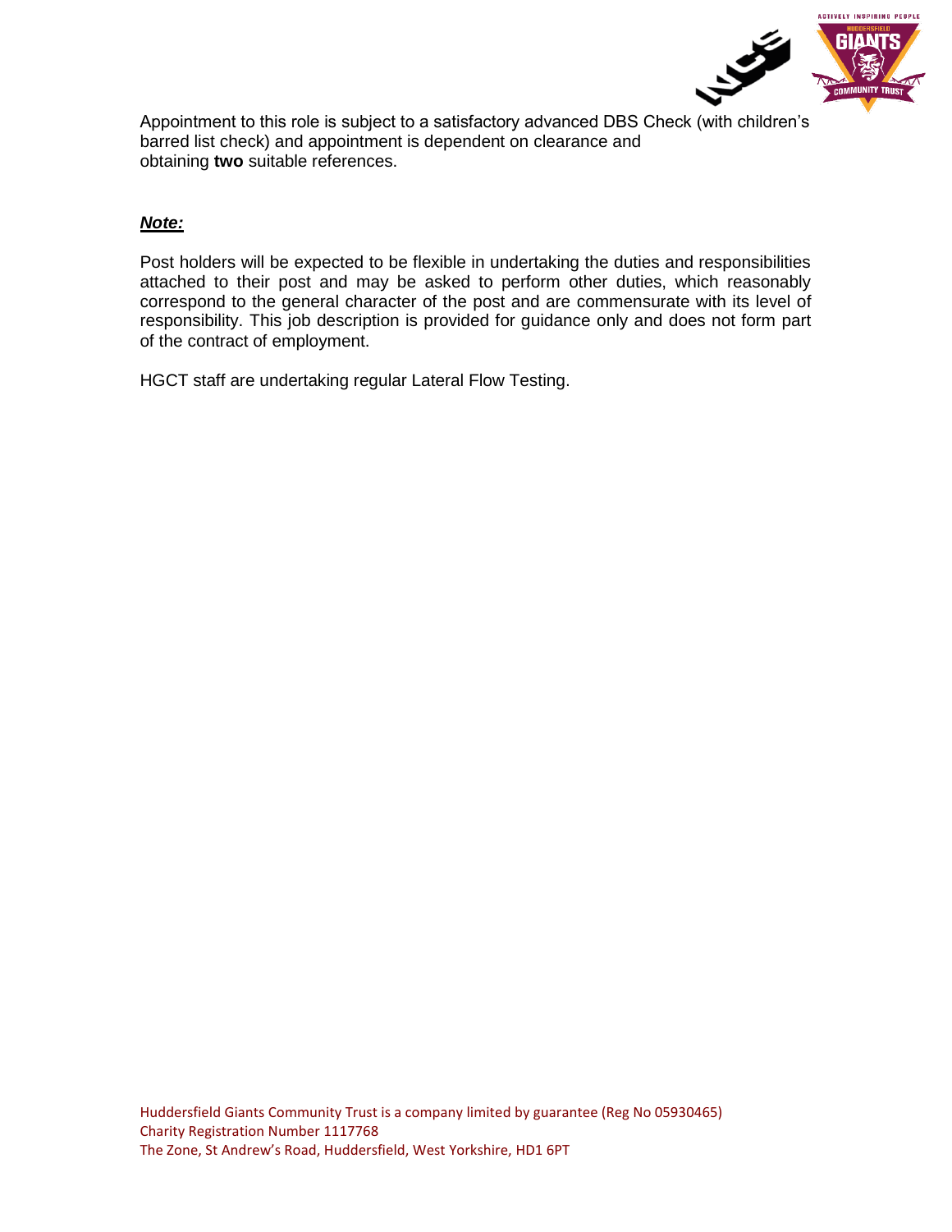Appointment to this role is subject to a satisfactory advanced DBS Check (with children's barred list check) and appointment is dependent on clearance and obtaining **two** suitable references.

***Note:***

Post holders will be expected to be flexible in undertaking the duties and responsibilities attached to their post and may be asked to perform other duties, which reasonably correspond to the general character of the post and are commensurate with its level of responsibility. This job description is provided for guidance only and does not form part of the contract of employment.

HGCT staff are undertaking regular Lateral Flow Testing.